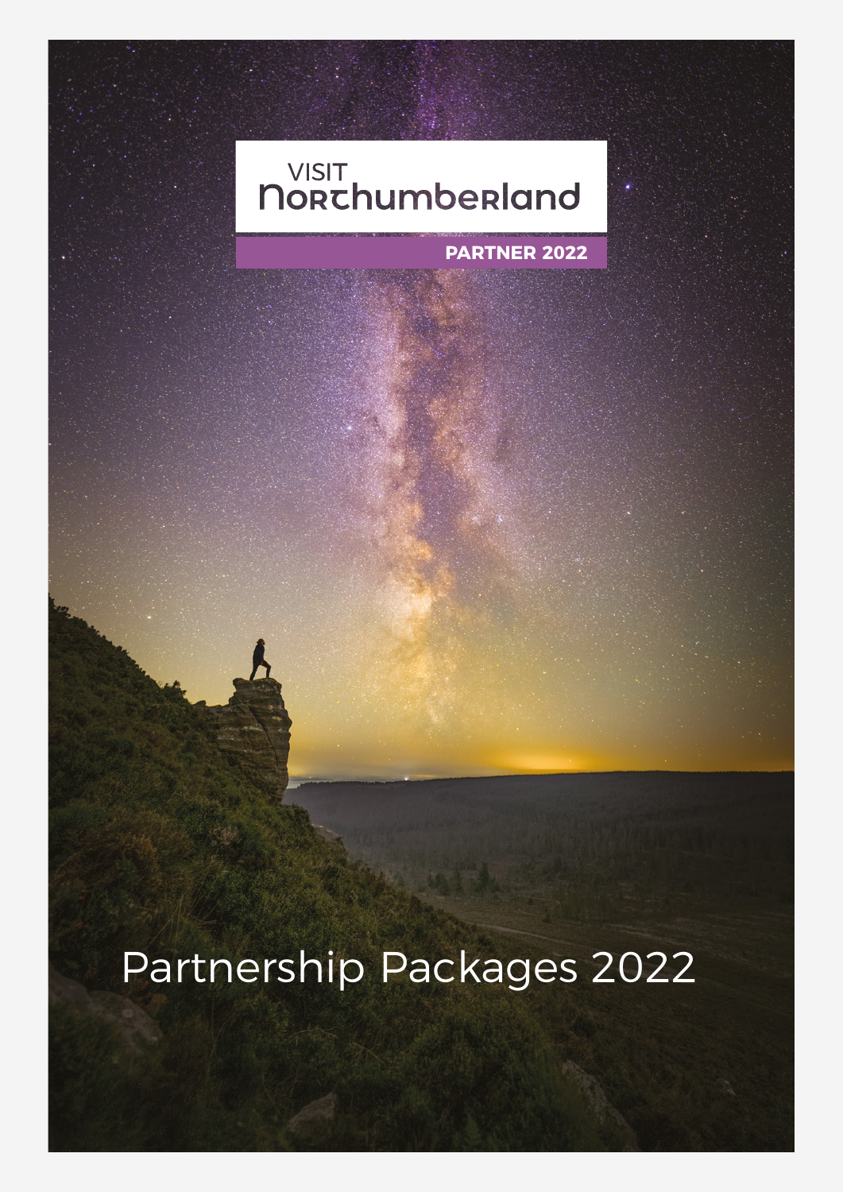VISIT
Northumberland

PARTNER 2022

# Partnership Packages 2022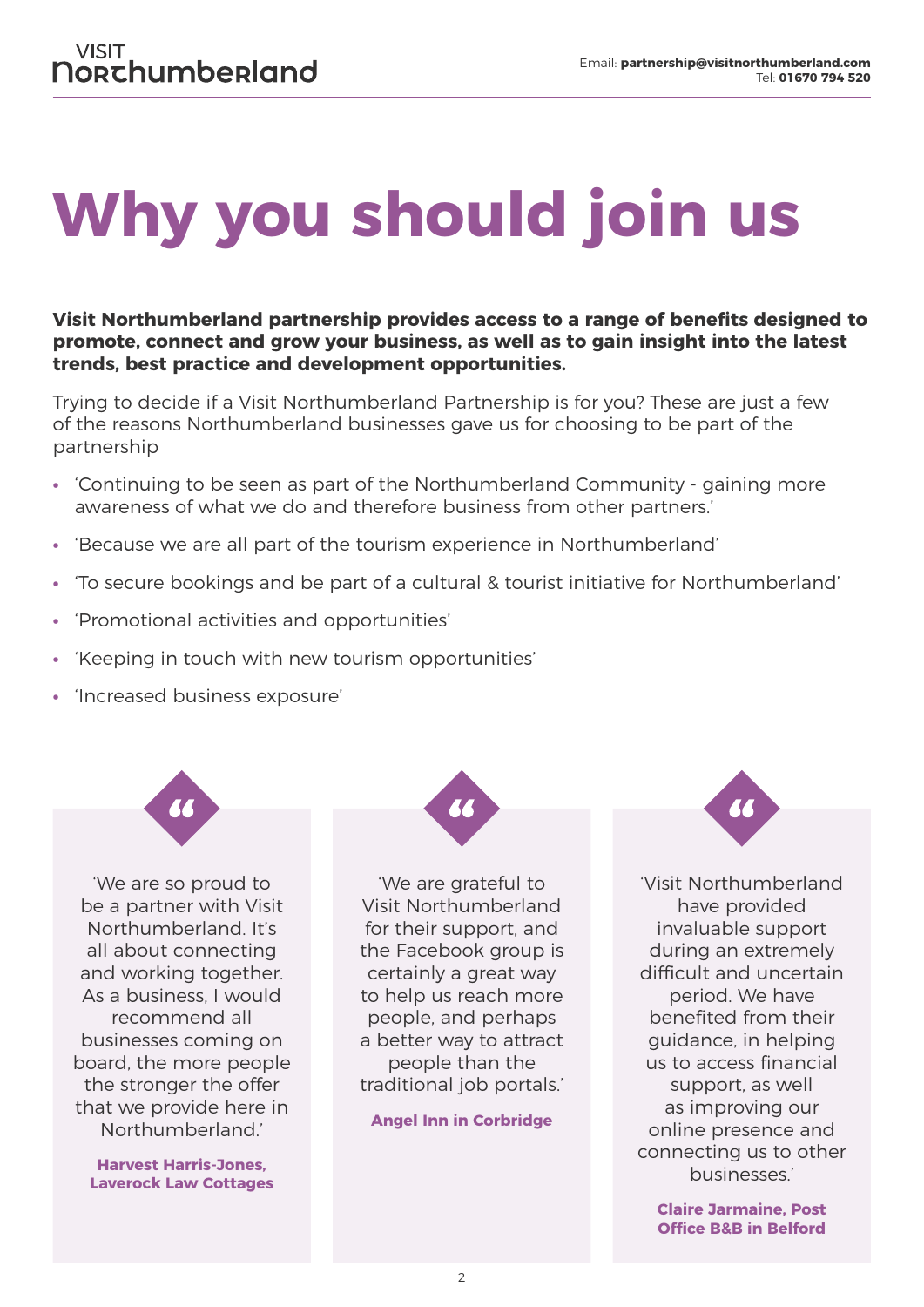# Why you should join us

**Visit Northumberland partnership provides access to a range of benefits designed to promote, connect and grow your business, as well as to gain insight into the latest trends, best practice and development opportunities.**

Trying to decide if a Visit Northumberland Partnership is for you? These are just a few of the reasons Northumberland businesses gave us for choosing to be part of the partnership

- 'Continuing to be seen as part of the Northumberland Community - gaining more awareness of what we do and therefore business from other partners.'
- 'Because we are all part of the tourism experience in Northumberland'
- 'To secure bookings and be part of a cultural & tourist initiative for Northumberland'
- 'Promotional activities and opportunities'
- 'Keeping in touch with new tourism opportunities'
- 'Increased business exposure'

'We are so proud to be a partner with Visit Northumberland. It's all about connecting and working together. As a business, I would recommend all businesses coming on board, the more people the stronger the offer that we provide here in Northumberland.'

**Harvest Harris-Jones, Laverock Law Cottages**

'We are grateful to Visit Northumberland for their support, and the Facebook group is certainly a great way to help us reach more people, and perhaps a better way to attract people than the traditional job portals.'

**Angel Inn in Corbridge**

'Visit Northumberland have provided invaluable support during an extremely difficult and uncertain period. We have benefited from their guidance, in helping us to access financial support, as well as improving our online presence and connecting us to other businesses.'

**Claire Jarmaine, Post Office B&B in Belford**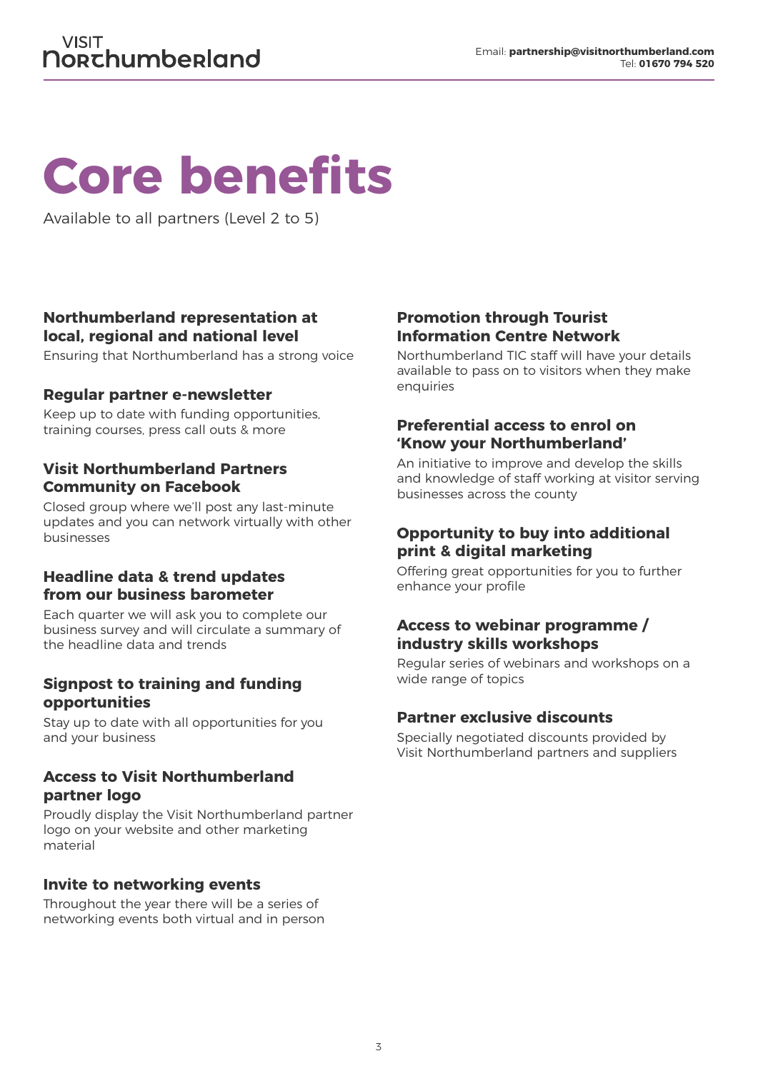# Core benefits

Available to all partners (Level 2 to 5)

### Northumberland representation at local, regional and national level

Ensuring that Northumberland has a strong voice

### Regular partner e-newsletter

Keep up to date with funding opportunities, training courses, press call outs & more

### Visit Northumberland Partners Community on Facebook

Closed group where we'll post any last-minute updates and you can network virtually with other businesses

### Headline data & trend updates from our business barometer

Each quarter we will ask you to complete our business survey and will circulate a summary of the headline data and trends

### Signpost to training and funding opportunities

Stay up to date with all opportunities for you and your business

### Access to Visit Northumberland partner logo

Proudly display the Visit Northumberland partner logo on your website and other marketing material

### Invite to networking events

Throughout the year there will be a series of networking events both virtual and in person

### Promotion through Tourist Information Centre Network

Northumberland TIC staff will have your details available to pass on to visitors when they make enquiries

### Preferential access to enrol on 'Know your Northumberland'

An initiative to improve and develop the skills and knowledge of staff working at visitor serving businesses across the county

### Opportunity to buy into additional print & digital marketing

Offering great opportunities for you to further enhance your profile

### Access to webinar programme / industry skills workshops

Regular series of webinars and workshops on a wide range of topics

### Partner exclusive discounts

Specially negotiated discounts provided by Visit Northumberland partners and suppliers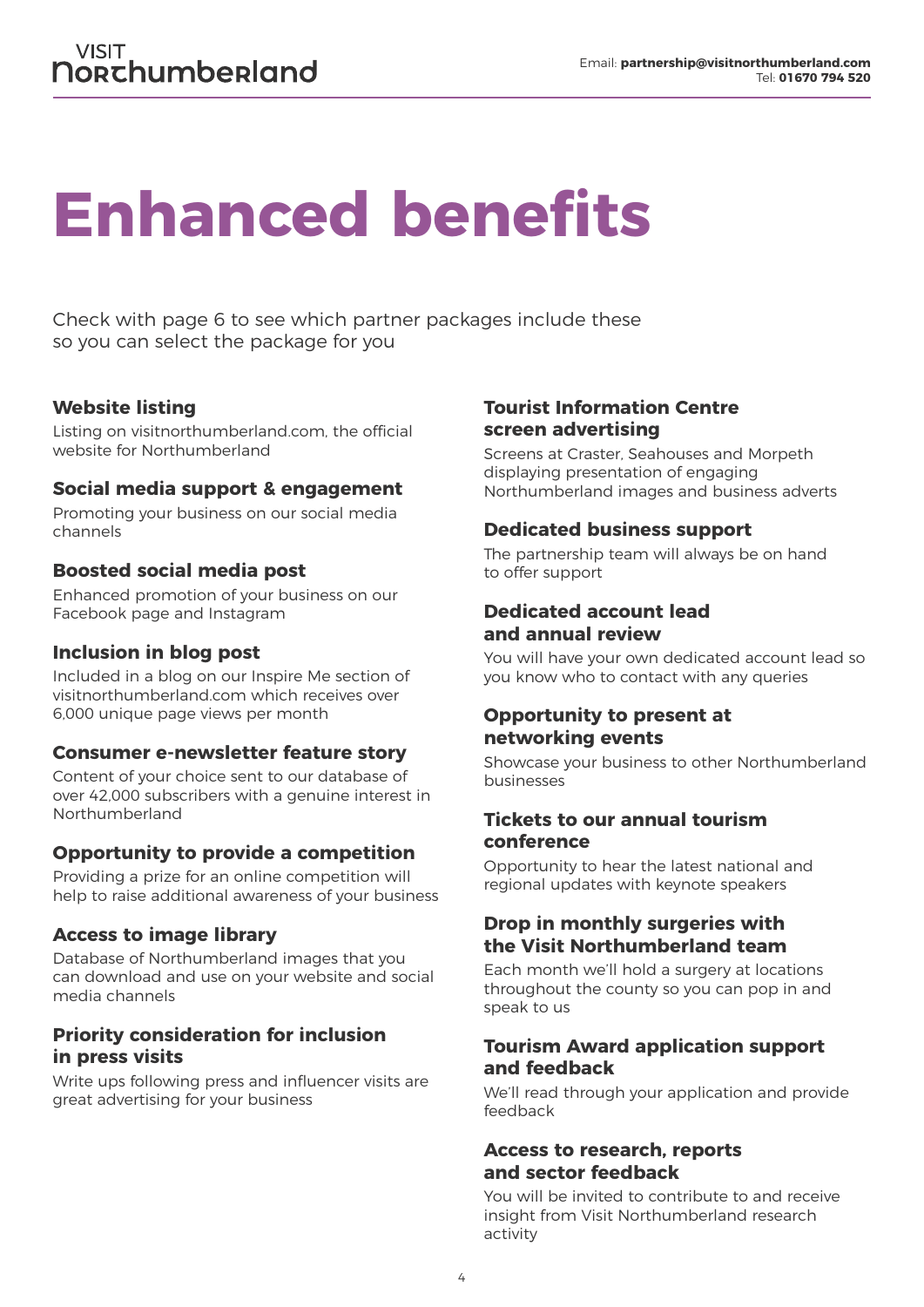# Enhanced benefits

Check with page 6 to see which partner packages include these so you can select the package for you

### Website listing

Listing on visitnorthumberland.com, the official website for Northumberland

### Social media support & engagement

Promoting your business on our social media channels

### Boosted social media post

Enhanced promotion of your business on our Facebook page and Instagram

### Inclusion in blog post

Included in a blog on our Inspire Me section of visitnorthumberland.com which receives over 6,000 unique page views per month

### Consumer e-newsletter feature story

Content of your choice sent to our database of over 42,000 subscribers with a genuine interest in Northumberland

### Opportunity to provide a competition

Providing a prize for an online competition will help to raise additional awareness of your business

### Access to image library

Database of Northumberland images that you can download and use on your website and social media channels

### Priority consideration for inclusion in press visits

Write ups following press and influencer visits are great advertising for your business

### Tourist Information Centre screen advertising

Screens at Craster, Seahouses and Morpeth displaying presentation of engaging Northumberland images and business adverts

### Dedicated business support

The partnership team will always be on hand to offer support

### Dedicated account lead and annual review

You will have your own dedicated account lead so you know who to contact with any queries

### Opportunity to present at networking events

Showcase your business to other Northumberland businesses

### Tickets to our annual tourism conference

Opportunity to hear the latest national and regional updates with keynote speakers

### Drop in monthly surgeries with the Visit Northumberland team

Each month we'll hold a surgery at locations throughout the county so you can pop in and speak to us

### Tourism Award application support and feedback

We'll read through your application and provide feedback

### Access to research, reports and sector feedback

You will be invited to contribute to and receive insight from Visit Northumberland research activity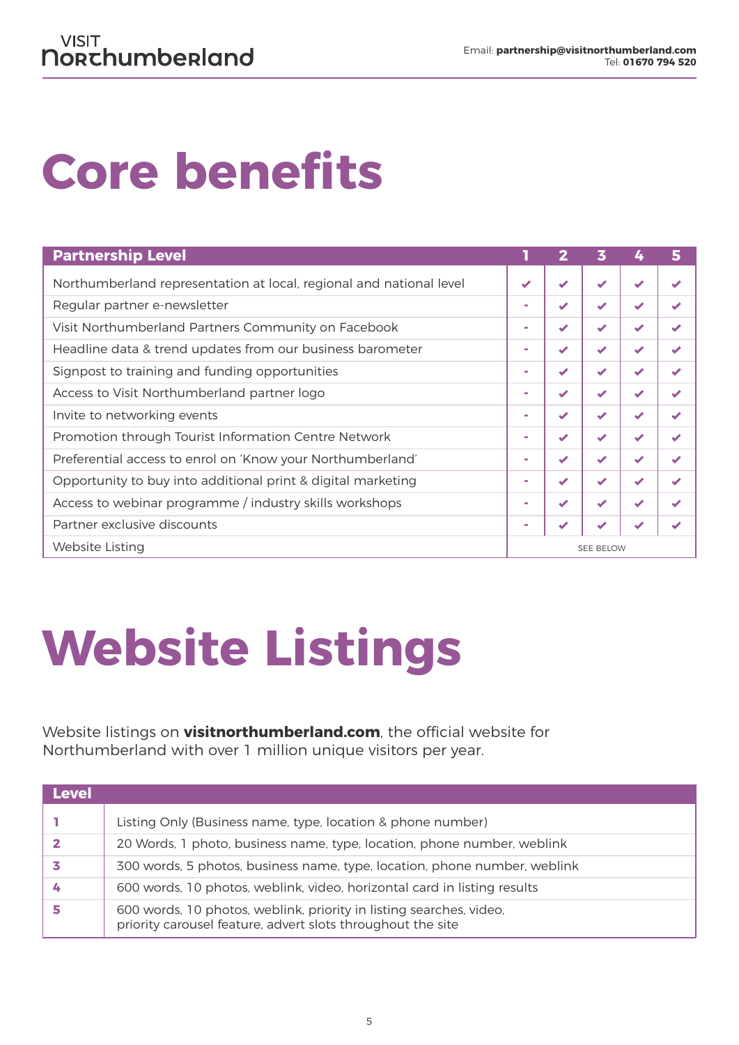# Core benefits

| Partnership Level | 1 | 2 | 3 | 4 | 5 |
|---|---|---|---|---|---|
| Northumberland representation at local, regional and national level | ✔ | ✔ | ✔ | ✔ | ✔ |
| Regular partner e-newsletter | - | ✔ | ✔ | ✔ | ✔ |
| Visit Northumberland Partners Community on Facebook | - | ✔ | ✔ | ✔ | ✔ |
| Headline data & trend updates from our business barometer | - | ✔ | ✔ | ✔ | ✔ |
| Signpost to training and funding opportunities | - | ✔ | ✔ | ✔ | ✔ |
| Access to Visit Northumberland partner logo | - | ✔ | ✔ | ✔ | ✔ |
| Invite to networking events | - | ✔ | ✔ | ✔ | ✔ |
| Promotion through Tourist Information Centre Network | - | ✔ | ✔ | ✔ | ✔ |
| Preferential access to enrol on 'Know your Northumberland' | - | ✔ | ✔ | ✔ | ✔ |
| Opportunity to buy into additional print & digital marketing | - | ✔ | ✔ | ✔ | ✔ |
| Access to webinar programme / industry skills workshops | - | ✔ | ✔ | ✔ | ✔ |
| Partner exclusive discounts | - | ✔ | ✔ | ✔ | ✔ |
| Website Listing | SEE BELOW | | | | |

# Website Listings

Website listings on **visitnorthumberland.com**, the official website for Northumberland with over 1 million unique visitors per year.

| Level | |
|---|---|
| **1** | Listing Only (Business name, type, location & phone number) |
| **2** | 20 Words, 1 photo, business name, type, location, phone number, weblink |
| **3** | 300 words, 5 photos, business name, type, location, phone number, weblink |
| **4** | 600 words, 10 photos, weblink, video, horizontal card in listing results |
| **5** | 600 words, 10 photos, weblink, priority in listing searches, video, priority carousel feature, advert slots throughout the site |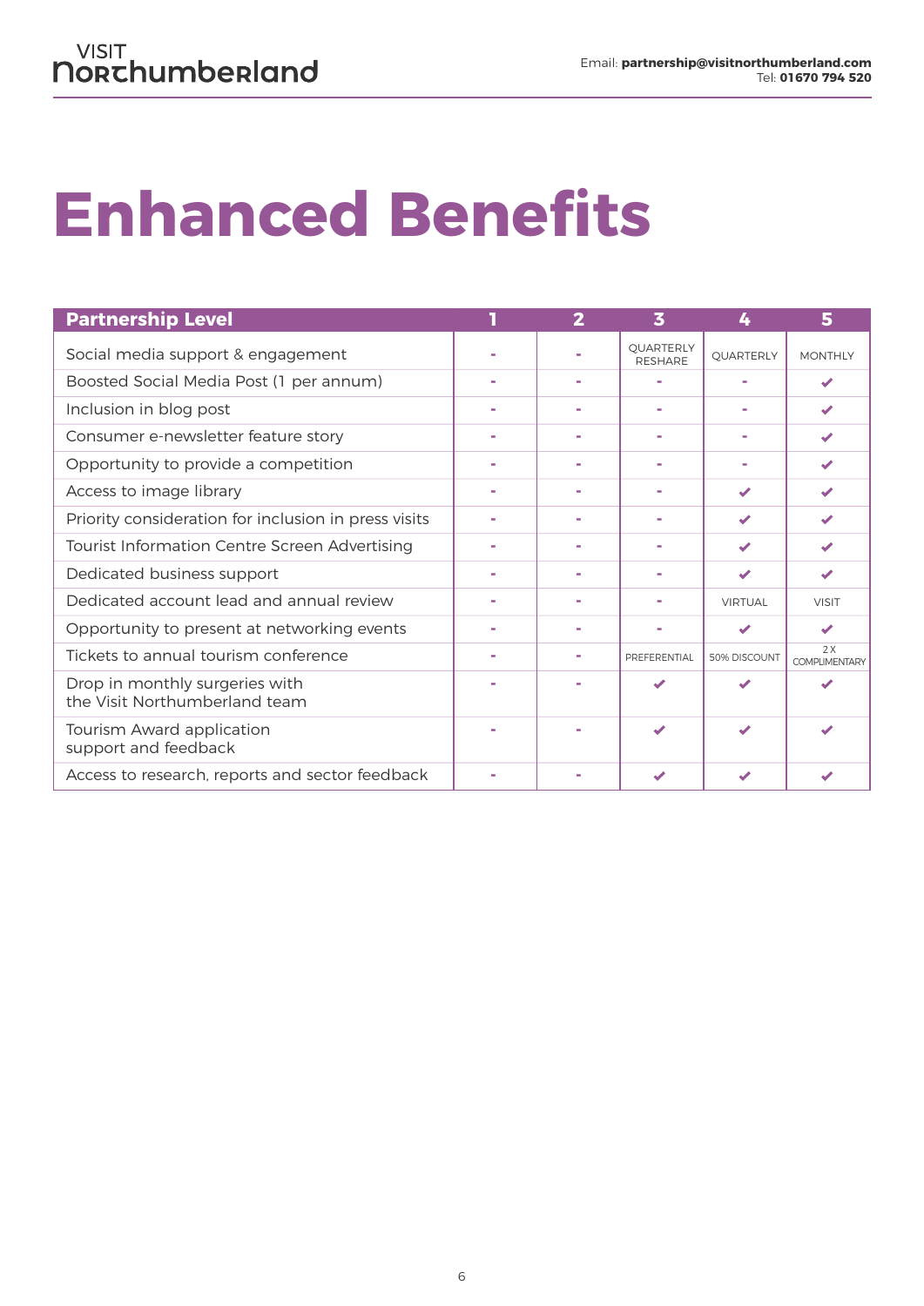# Enhanced Benefits

| Partnership Level | 1 | 2 | 3 | 4 | 5 |
|---|---|---|---|---|---|
| Social media support & engagement | - | - | QUARTERLY RESHARE | QUARTERLY | MONTHLY |
| Boosted Social Media Post (1 per annum) | - | - | - | - | ✔ |
| Inclusion in blog post | - | - | - | - | ✔ |
| Consumer e-newsletter feature story | - | - | - | - | ✔ |
| Opportunity to provide a competition | - | - | - | - | ✔ |
| Access to image library | - | - | - | ✔ | ✔ |
| Priority consideration for inclusion in press visits | - | - | - | ✔ | ✔ |
| Tourist Information Centre Screen Advertising | - | - | - | ✔ | ✔ |
| Dedicated business support | - | - | - | ✔ | ✔ |
| Dedicated account lead and annual review | - | - | - | VIRTUAL | VISIT |
| Opportunity to present at networking events | - | - | - | ✔ | ✔ |
| Tickets to annual tourism conference | - | - | PREFERENTIAL | 50% DISCOUNT | 2 X COMPLIMENTARY |
| Drop in monthly surgeries with the Visit Northumberland team | - | - | ✔ | ✔ | ✔ |
| Tourism Award application support and feedback | - | - | ✔ | ✔ | ✔ |
| Access to research, reports and sector feedback | - | - | ✔ | ✔ | ✔ |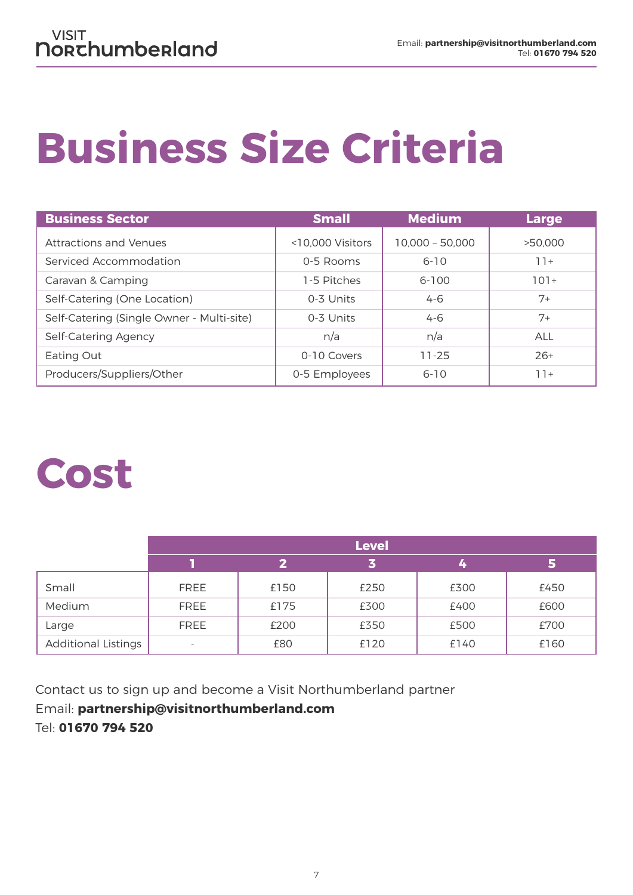# Business Size Criteria

| Business Sector | Small | Medium | Large |
|---|---|---|---|
| Attractions and Venues | <10,000 Visitors | 10,000 – 50,000 | >50,000 |
| Serviced Accommodation | 0-5 Rooms | 6-10 | 11+ |
| Caravan & Camping | 1-5 Pitches | 6-100 | 101+ |
| Self-Catering (One Location) | 0-3 Units | 4-6 | 7+ |
| Self-Catering (Single Owner - Multi-site) | 0-3 Units | 4-6 | 7+ |
| Self-Catering Agency | n/a | n/a | ALL |
| Eating Out | 0-10 Covers | 11-25 | 26+ |
| Producers/Suppliers/Other | 0-5 Employees | 6-10 | 11+ |

# Cost

| | Level | | | | |
|---|---|---|---|---|---|
| | 1 | 2 | 3 | 4 | 5 |
| Small | FREE | £150 | £250 | £300 | £450 |
| Medium | FREE | £175 | £300 | £400 | £600 |
| Large | FREE | £200 | £350 | £500 | £700 |
| Additional Listings | - | £80 | £120 | £140 | £160 |

Contact us to sign up and become a Visit Northumberland partner
Email: **partnership@visitnorthumberland.com**
Tel: **01670 794 520**